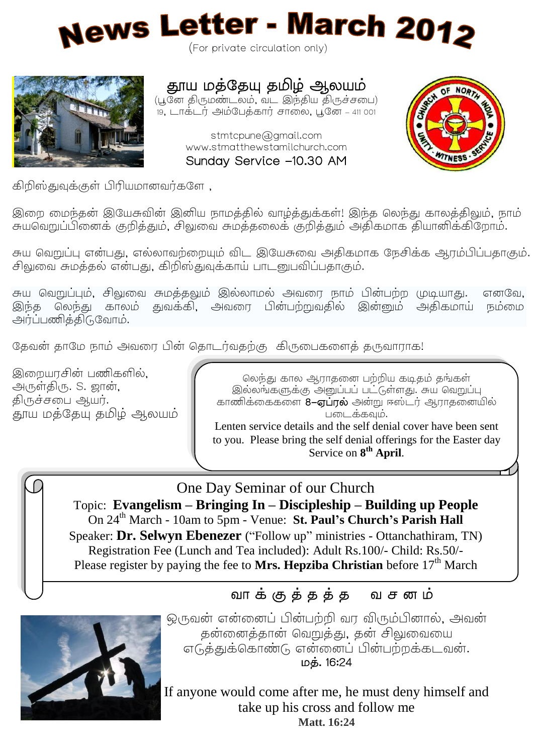# News Letter - March 2012

(For private circulation only)

## தூய மத்தேயு தமிழ் ஆலயம்

(பூனே திருமண்டலம், வட இந்திய திருச்சபை)
19, டாக்டர் அம்பேத்கார் சாலை, பூனே – 411 001

stmtcpune@gmail.com
www.stmatthewstamilchurch.com
Sunday Service –10.30 AM

கிறிஸ்துவுக்குள் பிரியமானவர்களே ,

இறை மைந்தன் இயேசுவின் இனிய நாமத்தில் வாழ்த்துக்கள்! இந்த லெந்து காலத்திலும், நாம் சுயவெறுப்பினைக் குறித்தும், சிலுவை சுமத்தலைக் குறித்தும் அதிகமாக தியானிக்கிறோம்.

சுய வெறுப்பு என்பது, எல்லாவற்றையும் விட இயேசுவை அதிகமாக நேசிக்க ஆரம்பிப்பதாகும். சிலுவை சுமத்தல் என்பது, கிறிஸ்துவுக்காய் பாடனுபவிப்பதாகும்.

சுய வெறுப்பும், சிலுவை சுமத்தலும் இல்லாமல் அவரை நாம் பின்பற்ற முடியாது. எனவே, இந்த லெந்து காலம் துவக்கி, அவரை பின்பற்றுவதில் இன்னும் அதிகமாய் நம்மை அர்ப்பணித்திடுவோம்.

தேவன் தாமே நாம் அவரை பின் தொடர்வதற்கு கிருபைகளைத் தருவாராக!

இறையரசின் பணிகளில்,
அருள்திரு. S. ஜான்,
திருச்சபை ஆயர்.
தூய மத்தேயு தமிழ் ஆலயம்

லெந்து கால ஆராதனை பற்றிய கடிதம் தங்கள் இல்லங்களுக்கு அனுப்பப் பட்டுள்ளது. சுய வெறுப்பு காணிக்கைகளை **8–ஏப்ரல்** அன்று ஈஸ்டர் ஆராதனையில் படைக்கவும்.

Lenten service details and the self denial cover have been sent to you. Please bring the self denial offerings for the Easter day Service on **8th April**.

### One Day Seminar of our Church

Topic: **Evangelism – Bringing In – Discipleship – Building up People**
On 24th March - 10am to 5pm - Venue: **St. Paul's Church's Parish Hall**
Speaker: **Dr. Selwyn Ebenezer** ("Follow up" ministries - Ottanchathiram, TN)
Registration Fee (Lunch and Tea included): Adult Rs.100/- Child: Rs.50/-
Please register by paying the fee to **Mrs. Hepziba Christian** before 17th March

### வாக்குத்தத்த வசனம்

ஒருவன் என்னைப் பின்பற்றி வர விரும்பினால், அவன் தன்னைத்தான் வெறுத்து, தன் சிலுவையை எடுத்துக்கொண்டு என்னைப் பின்பற்றக்கடவன்.
மத். 16:24

If anyone would come after me, he must deny himself and take up his cross and follow me
**Matt. 16:24**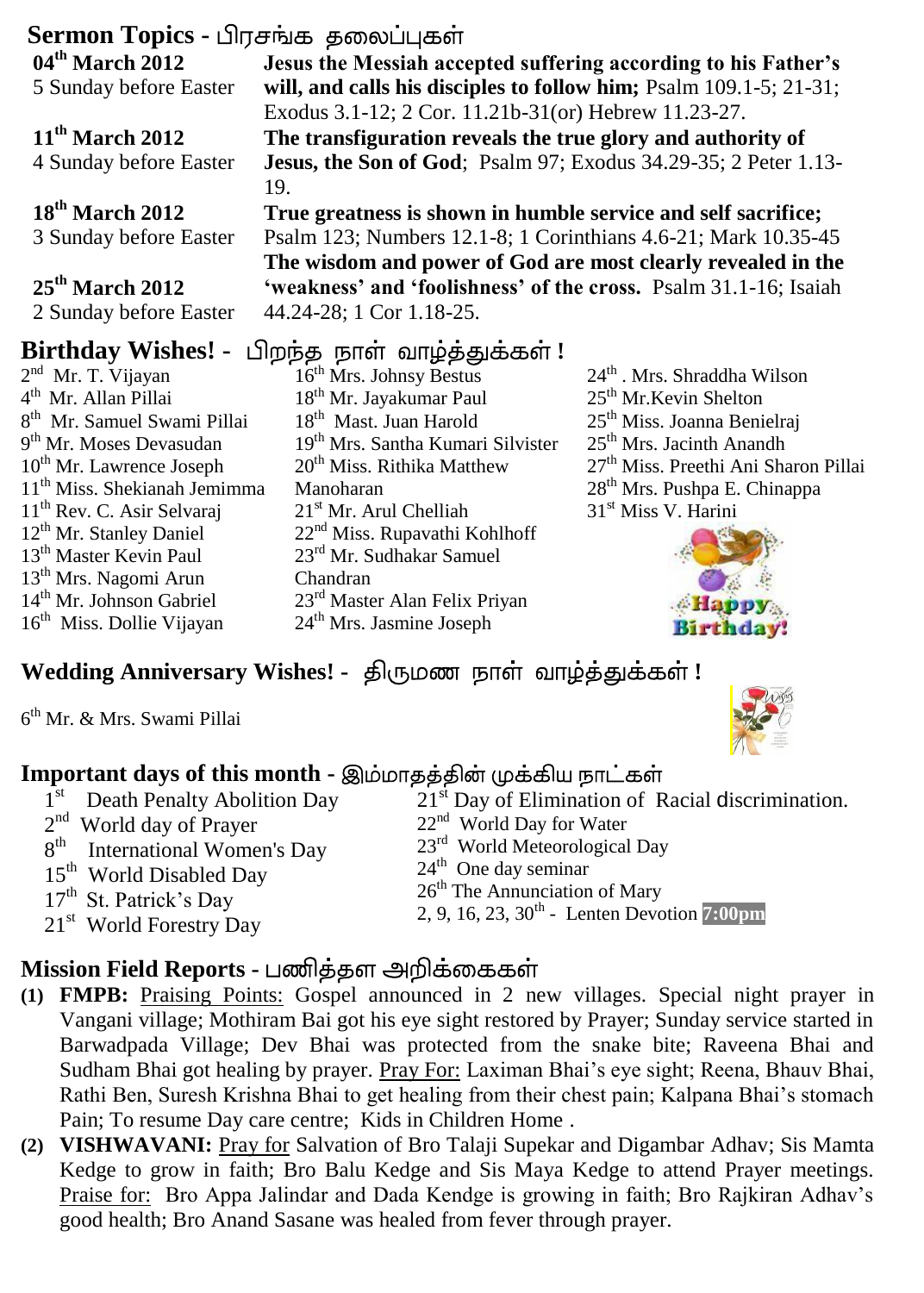## Sermon Topics - பிரசங்க தலைப்புகள்

**04th March 2012**
5 Sunday before Easter
**Jesus the Messiah accepted suffering according to his Father's will, and calls his disciples to follow him;** Psalm 109.1-5; 21-31; Exodus 3.1-12; 2 Cor. 11.21b-31(or) Hebrew 11.23-27.

**11th March 2012**
4 Sunday before Easter
**The transfiguration reveals the true glory and authority of Jesus, the Son of God**; Psalm 97; Exodus 34.29-35; 2 Peter 1.13-19.

**18th March 2012**
3 Sunday before Easter
**True greatness is shown in humble service and self sacrifice;** Psalm 123; Numbers 12.1-8; 1 Corinthians 4.6-21; Mark 10.35-45

**25th March 2012**
2 Sunday before Easter
**The wisdom and power of God are most clearly revealed in the 'weakness' and 'foolishness' of the cross.** Psalm 31.1-16; Isaiah 44.24-28; 1 Cor 1.18-25.

## Birthday Wishes! - பிறந்த நாள் வாழ்த்துக்கள் !

2nd Mr. T. Vijayan
4th Mr. Allan Pillai
8th Mr. Samuel Swami Pillai
9th Mr. Moses Devasudan
10th Mr. Lawrence Joseph
11th Miss. Shekianah Jemimma
11th Rev. C. Asir Selvaraj
12th Mr. Stanley Daniel
13th Master Kevin Paul
13th Mrs. Nagomi Arun
14th Mr. Johnson Gabriel
16th Miss. Dollie Vijayan
16th Mrs. Johnsy Bestus
18th Mr. Jayakumar Paul
18th Mast. Juan Harold
19th Mrs. Santha Kumari Silvister
20th Miss. Rithika Matthew Manoharan
21st Mr. Arul Chelliah
22nd Miss. Rupavathi Kohlhoff
23rd Mr. Sudhakar Samuel Chandran
23rd Master Alan Felix Priyan
24th Mrs. Jasmine Joseph
24th . Mrs. Shraddha Wilson
25th Mr.Kevin Shelton
25th Miss. Joanna Benielraj
25th Mrs. Jacinth Anandh
27th Miss. Preethi Ani Sharon Pillai
28th Mrs. Pushpa E. Chinappa
31st Miss V. Harini

## Wedding Anniversary Wishes! - திருமண நாள் வாழ்த்துக்கள் !

6th Mr. & Mrs. Swami Pillai

## Important days of this month - இம்மாதத்தின் முக்கிய நாட்கள்

1st Death Penalty Abolition Day
2nd World day of Prayer
8th International Women's Day
15th World Disabled Day
17th St. Patrick's Day
21st World Forestry Day
21st Day of Elimination of Racial discrimination.
22nd World Day for Water
23rd World Meteorological Day
24th One day seminar
26th The Annunciation of Mary
2, 9, 16, 23, 30th - Lenten Devotion **7:00pm**

## Mission Field Reports - பணித்தள அறிக்கைகள்

**(1) FMPB:** Praising Points: Gospel announced in 2 new villages. Special night prayer in Vangani village; Mothiram Bai got his eye sight restored by Prayer; Sunday service started in Barwadpada Village; Dev Bhai was protected from the snake bite; Raveena Bhai and Sudham Bhai got healing by prayer. Pray For: Laximan Bhai's eye sight; Reena, Bhauv Bhai, Rathi Ben, Suresh Krishna Bhai to get healing from their chest pain; Kalpana Bhai's stomach Pain; To resume Day care centre; Kids in Children Home .

**(2) VISHWAVANI:** Pray for Salvation of Bro Talaji Supekar and Digambar Adhav; Sis Mamta Kedge to grow in faith; Bro Balu Kedge and Sis Maya Kedge to attend Prayer meetings. Praise for: Bro Appa Jalindar and Dada Kendge is growing in faith; Bro Rajkiran Adhav's good health; Bro Anand Sasane was healed from fever through prayer.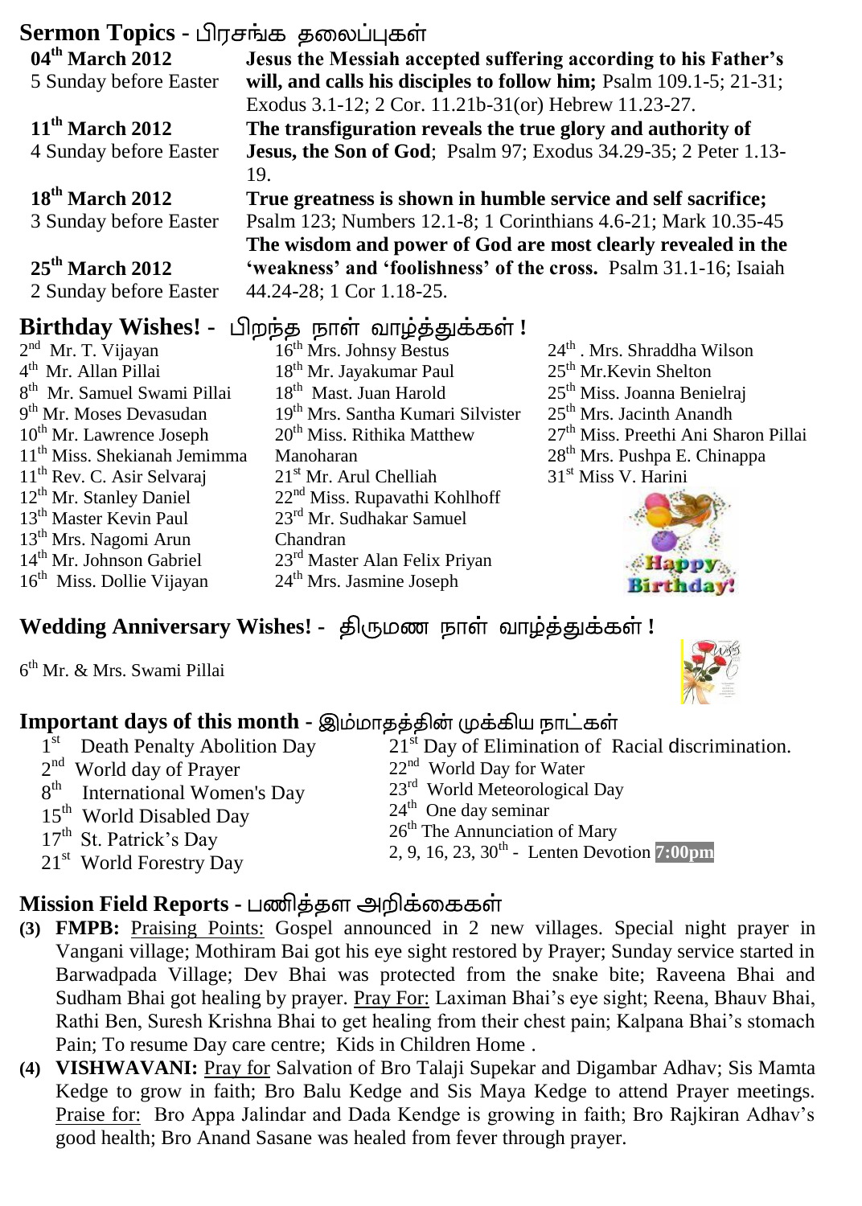## Sermon Topics - பிரசங்க தலைப்புகள்

**04th March 2012**
5 Sunday before Easter
**Jesus the Messiah accepted suffering according to his Father's will, and calls his disciples to follow him;** Psalm 109.1-5; 21-31; Exodus 3.1-12; 2 Cor. 11.21b-31(or) Hebrew 11.23-27.

**11th March 2012**
4 Sunday before Easter
**The transfiguration reveals the true glory and authority of Jesus, the Son of God**; Psalm 97; Exodus 34.29-35; 2 Peter 1.13-19.

**18th March 2012**
3 Sunday before Easter
**True greatness is shown in humble service and self sacrifice;** Psalm 123; Numbers 12.1-8; 1 Corinthians 4.6-21; Mark 10.35-45

**25th March 2012**
2 Sunday before Easter
**The wisdom and power of God are most clearly revealed in the 'weakness' and 'foolishness' of the cross.** Psalm 31.1-16; Isaiah 44.24-28; 1 Cor 1.18-25.

## Birthday Wishes! - பிறந்த நாள் வாழ்த்துக்கள் !

2nd Mr. T. Vijayan
4th Mr. Allan Pillai
8th Mr. Samuel Swami Pillai
9th Mr. Moses Devasudan
10th Mr. Lawrence Joseph
11th Miss. Shekianah Jemimma
11th Rev. C. Asir Selvaraj
12th Mr. Stanley Daniel
13th Master Kevin Paul
13th Mrs. Nagomi Arun
14th Mr. Johnson Gabriel
16th Miss. Dollie Vijayan
16th Mrs. Johnsy Bestus
18th Mr. Jayakumar Paul
18th Mast. Juan Harold
19th Mrs. Santha Kumari Silvister
20th Miss. Rithika Matthew Manoharan
21st Mr. Arul Chelliah
22nd Miss. Rupavathi Kohlhoff
23rd Mr. Sudhakar Samuel Chandran
23rd Master Alan Felix Priyan
24th Mrs. Jasmine Joseph
24th . Mrs. Shraddha Wilson
25th Mr.Kevin Shelton
25th Miss. Joanna Benielraj
25th Mrs. Jacinth Anandh
27th Miss. Preethi Ani Sharon Pillai
28th Mrs. Pushpa E. Chinappa
31st Miss V. Harini

## Wedding Anniversary Wishes! - திருமண நாள் வாழ்த்துக்கள் !

6th Mr. & Mrs. Swami Pillai

## Important days of this month - இம்மாதத்தின் முக்கிய நாட்கள்

1st Death Penalty Abolition Day
2nd World day of Prayer
8th International Women's Day
15th World Disabled Day
17th St. Patrick's Day
21st World Forestry Day
21st Day of Elimination of Racial discrimination.
22nd World Day for Water
23rd World Meteorological Day
24th One day seminar
26th The Annunciation of Mary
2, 9, 16, 23, 30th - Lenten Devotion **7:00pm**

## Mission Field Reports - பணித்தள அறிக்கைகள்

**(3) FMPB:** Praising Points: Gospel announced in 2 new villages. Special night prayer in Vangani village; Mothiram Bai got his eye sight restored by Prayer; Sunday service started in Barwadpada Village; Dev Bhai was protected from the snake bite; Raveena Bhai and Sudham Bhai got healing by prayer. Pray For: Laximan Bhai's eye sight; Reena, Bhauv Bhai, Rathi Ben, Suresh Krishna Bhai to get healing from their chest pain; Kalpana Bhai's stomach Pain; To resume Day care centre; Kids in Children Home .

**(4) VISHWAVANI:** Pray for Salvation of Bro Talaji Supekar and Digambar Adhav; Sis Mamta Kedge to grow in faith; Bro Balu Kedge and Sis Maya Kedge to attend Prayer meetings. Praise for: Bro Appa Jalindar and Dada Kendge is growing in faith; Bro Rajkiran Adhav's good health; Bro Anand Sasane was healed from fever through prayer.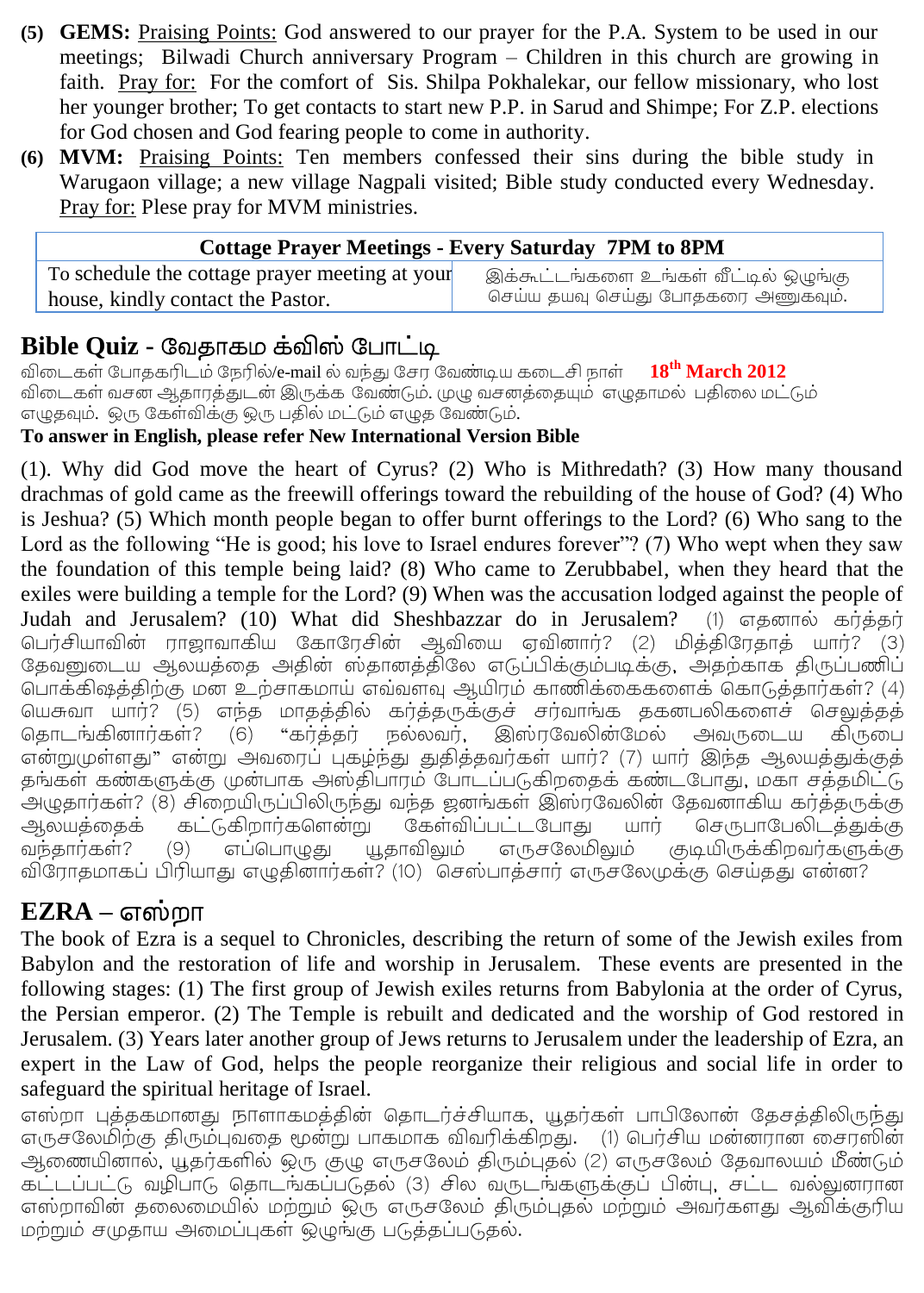**(5) GEMS:** Praising Points: God answered to our prayer for the P.A. System to be used in our meetings; Bilwadi Church anniversary Program – Children in this church are growing in faith. Pray for: For the comfort of Sis. Shilpa Pokhalekar, our fellow missionary, who lost her younger brother; To get contacts to start new P.P. in Sarud and Shimpe; For Z.P. elections for God chosen and God fearing people to come in authority.

**(6) MVM:** Praising Points: Ten members confessed their sins during the bible study in Warugaon village; a new village Nagpali visited; Bible study conducted every Wednesday. Pray for: Plese pray for MVM ministries.

| Cottage Prayer Meetings - Every Saturday 7PM to 8PM | |
|---|---|
| To schedule the cottage prayer meeting at your house, kindly contact the Pastor. | இக்கூட்டங்களை உங்கள் வீட்டில் ஒழுங்கு செய்ய தயவு செய்து போதகரை அணுகவும். |

## Bible Quiz - வேதாகம க்விஸ் போட்டி

விடைகள் போதகரிடம் நேரில்/e-mail ல் வந்து சேர வேண்டிய கடைசி நாள் **18th March 2012**
விடைகள் வசன ஆதாரத்துடன் இருக்க வேண்டும். முழு வசனத்தையும் எழுதாமல் பதிலை மட்டும் எழுதவும். ஒரு கேள்விக்கு ஒரு பதில் மட்டும் எழுத வேண்டும்.

**To answer in English, please refer New International Version Bible**

(1). Why did God move the heart of Cyrus? (2) Who is Mithredath? (3) How many thousand drachmas of gold came as the freewill offerings toward the rebuilding of the house of God? (4) Who is Jeshua? (5) Which month people began to offer burnt offerings to the Lord? (6) Who sang to the Lord as the following "He is good; his love to Israel endures forever"? (7) Who wept when they saw the foundation of this temple being laid? (8) Who came to Zerubbabel, when they heard that the exiles were building a temple for the Lord? (9) When was the accusation lodged against the people of Judah and Jerusalem? (10) What did Sheshbazzar do in Jerusalem? (1) எதனால் கர்த்தர் பெர்சியாவின் ராஜாவாகிய கோரேசின் ஆவியை ஏவினார்? (2) மித்திரேதாத் யார்? (3) தேவனுடைய ஆலயத்தை அதின் ஸ்தானத்திலே எடுப்பிக்கும்படிக்கு, அதற்காக திருப்பணிப் பொக்கிஷத்திற்கு மன உற்சாகமாய் எவ்வளவு ஆயிரம் காணிக்கைகளைக் கொடுத்தார்கள்? (4) யெசுவா யார்? (5) எந்த மாதத்தில் கர்த்தருக்குச் சர்வாங்க தகனபலிகளைச் செலுத்தத் தொடங்கினார்கள்? (6) "கர்த்தர் நல்லவர், இஸ்ரவேலின்மேல் அவருடைய கிருபை என்றுமுள்ளது" என்று அவரைப் புகழ்ந்து துதித்தவர்கள் யார்? (7) யார் இந்த ஆலயத்துக்குத் தங்கள் கண்களுக்கு முன்பாக அஸ்திபாரம் போடப்படுகிறதைக் கண்டபோது, மகா சத்தமிட்டு அழுதார்கள்? (8) சிறையிருப்பிலிருந்து வந்த ஜனங்கள் இஸ்ரவேலின் தேவனாகிய கர்த்தருக்கு ஆலயத்தைக் கட்டுகிறார்களென்று கேள்விப்பட்டபோது யார் செருபாபேலிடத்துக்கு வந்தார்கள்? (9) எப்பொழுது யூதாவிலும் எருசலேமிலும் குடியிருக்கிறவர்களுக்கு விரோதமாகப் பிரியாது எழுதினார்கள்? (10) செஸ்பாத்சார் எருசலேமுக்கு செய்தது என்ன?

## EZRA – எஸ்றா

The book of Ezra is a sequel to Chronicles, describing the return of some of the Jewish exiles from Babylon and the restoration of life and worship in Jerusalem. These events are presented in the following stages: (1) The first group of Jewish exiles returns from Babylonia at the order of Cyrus, the Persian emperor. (2) The Temple is rebuilt and dedicated and the worship of God restored in Jerusalem. (3) Years later another group of Jews returns to Jerusalem under the leadership of Ezra, an expert in the Law of God, helps the people reorganize their religious and social life in order to safeguard the spiritual heritage of Israel.

எஸ்றா புத்தகமானது நாளாகமத்தின் தொடர்ச்சியாக, யூதர்கள் பாபிலோன் தேசத்திலிருந்து எருசலேமிற்கு திரும்புவதை மூன்று பாகமாக விவரிக்கிறது. (1) பெர்சிய மன்னரான சைரஸின் ஆணையினால், யூதர்களில் ஒரு குழு எருசலேம் திரும்புதல் (2) எருசலேம் தேவாலயம் மீண்டும் கட்டப்பட்டு வழிபாடு தொடங்கப்படுதல் (3) சில வருடங்களுக்குப் பின்பு, சட்ட வல்லுனரான எஸ்றாவின் தலைமையில் மற்றும் ஒரு எருசலேம் திரும்புதல் மற்றும் அவர்களது ஆவிக்குரிய மற்றும் சமுதாய அமைப்புகள் ஒழுங்கு படுத்தப்படுதல்.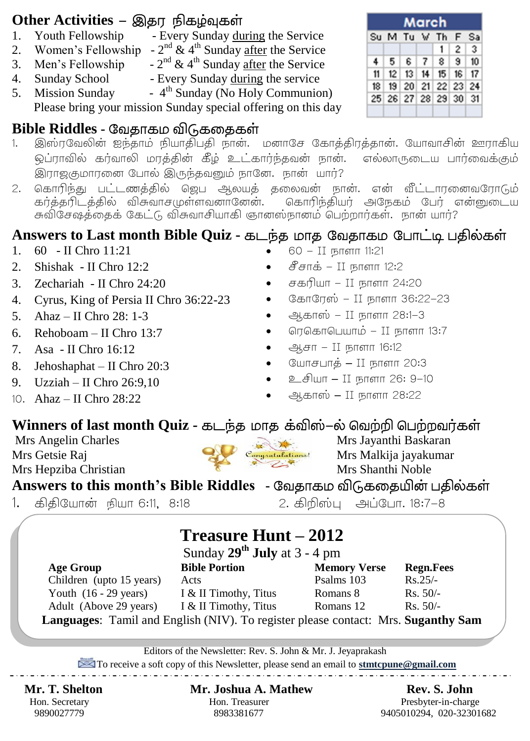## Other Activities – இதர நிகழ்வுகள்

1. Youth Fellowship - Every Sunday during the Service
2. Women's Fellowship - 2nd & 4th Sunday after the Service
3. Men's Fellowship - 2nd & 4th Sunday after the Service
4. Sunday School - Every Sunday during the service
5. Mission Sunday - 4th Sunday (No Holy Communion)

   Please bring your mission Sunday special offering on this day

**March**

| Su | M | Tu | W | Th | F | Sa |
|---|---|---|---|---|---|---|
| | | | | 1 | 2 | 3 |
| 4 | 5 | 6 | 7 | 8 | 9 | 10 |
| 11 | 12 | 13 | 14 | 15 | 16 | 17 |
| 18 | 19 | 20 | 21 | 22 | 23 | 24 |
| 25 | 26 | 27 | 28 | 29 | 30 | 31 |

## Bible Riddles - வேதாகம விடுகதைகள்

1. இஸ்ரவேலின் ஐந்தாம் நியாதிபதி நான். மனாசே கோத்திரத்தான். யோவாசின் ஊராகிய ஒப்ராவில் கர்வாலி மரத்தின் கீழ் உட்கார்ந்தவன் நான். எல்லாருடைய பார்வைக்கும் இராஜகுமாரனை போல் இருந்தவனும் நானே. நான் யார்?
2. கொரிந்து பட்டணத்தில் ஜெப ஆலயத் தலைவன் நான். என் வீட்டாரனைவரோடும் கர்த்தரிடத்தில் விசுவாசமுள்ளவனானேன். கொரிந்தியர் அநேகம் பேர் என்னுடைய சுவிசேஷத்தைக் கேட்டு விசுவாசியாகி ஞானஸ்நானம் பெற்றார்கள். நான் யார்?

## Answers to Last month Bible Quiz - கடந்த மாத வேதாகம போட்டி பதில்கள்

1. 60 - II Chro 11:21
2. Shishak - II Chro 12:2
3. Zechariah - II Chro 24:20
4. Cyrus, King of Persia II Chro 36:22-23
5. Ahaz – II Chro 28: 1-3
6. Rehoboam – II Chro 13:7
7. Asa - II Chro 16:12
8. Jehoshaphat – II Chro 20:3
9. Uzziah – II Chro 26:9,10
10. Ahaz – II Chro 28:22

- 60 – II நாளா 11:21
- சீசாக் – II நாளா 12:2
- சகரியா – II நாளா 24:20
- கோரேஸ் – II நாளா 36:22–23
- ஆகாஸ் – II நாளா 28:1–3
- ரெகொபெயாம் – II நாளா 13:7
- ஆசா – II நாளா 16:12
- யோசபாத் – II நாளா 20:3
- உசியா – II நாளா 26: 9–10
- ஆகாஸ் – II நாளா 28:22

## Winners of last month Quiz - கடந்த மாத க்விஸ்–ல் வெற்றி பெற்றவர்கள்

Mrs Angelin Charles
Mrs Getsie Raj
Mrs Hepziba Christian
Mrs Jayanthi Baskaran
Mrs Malkija jayakumar
Mrs Shanthi Noble

## Answers to this month's Bible Riddles - வேதாகம விடுகதையின் பதில்கள்

1. கிதியோன் நியா 6:11, 8:18
2. கிறிஸ்பு அப்போ. 18:7–8

## Treasure Hunt – 2012

Sunday 29th July at 3 - 4 pm

| Age Group | Bible Portion | Memory Verse | Regn.Fees |
|---|---|---|---|
| Children (upto 15 years) | Acts | Psalms 103 | Rs.25/- |
| Youth (16 - 29 years) | I & II Timothy, Titus | Romans 8 | Rs. 50/- |
| Adult (Above 29 years) | I & II Timothy, Titus | Romans 12 | Rs. 50/- |

**Languages**: Tamil and English (NIV). To register please contact: Mrs. **Suganthy Sam**

Editors of the Newsletter: Rev. S. John & Mr. J. Jeyaprakash

To receive a soft copy of this Newsletter, please send an email to **stmtcpune@gmail.com**

**Mr. T. Shelton**
Hon. Secretary
9890027779

**Mr. Joshua A. Mathew**
Hon. Treasurer
8983381677

**Rev. S. John**
Presbyter-in-charge
9405010294, 020-32301682